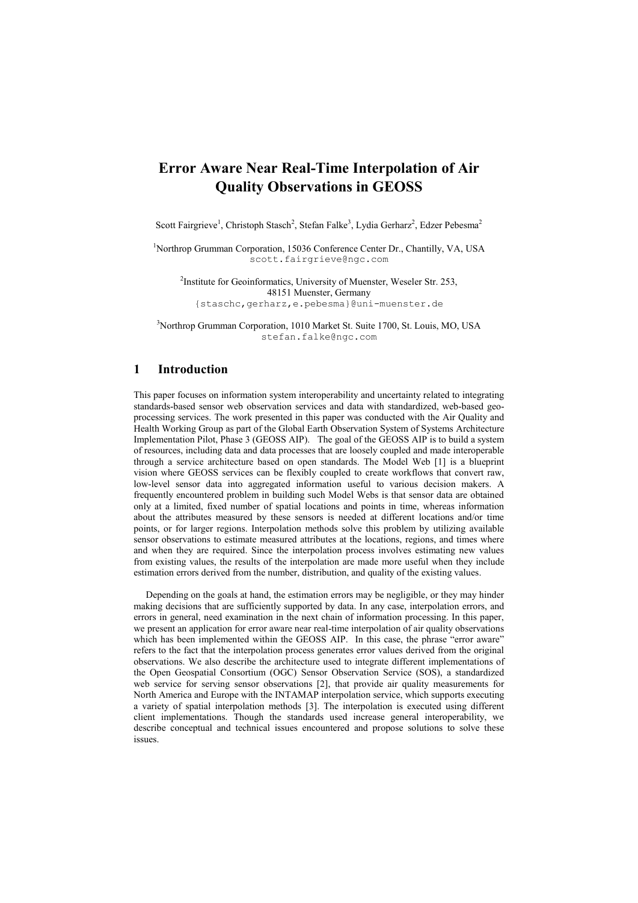# Error Aware Near Real-Time Interpolation of Air Quality Observations in GEOSS

Scott Fairgrieve[1], Christoph Stasch[2], Stefan Falke[3], Lydia Gerharz[2], Edzer Pebesma[2]

[1]Northrop Grumman Corporation, 15036 Conference Center Dr., Chantilly, VA, USA
scott.fairgrieve@ngc.com

[2]Institute for Geoinformatics, University of Muenster, Weseler Str. 253, 48151 Muenster, Germany
{staschc,gerharz,e.pebesma}@uni-muenster.de

[3]Northrop Grumman Corporation, 1010 Market St. Suite 1700, St. Louis, MO, USA
stefan.falke@ngc.com

## 1 Introduction

This paper focuses on information system interoperability and uncertainty related to integrating standards-based sensor web observation services and data with standardized, web-based geo-processing services. The work presented in this paper was conducted with the Air Quality and Health Working Group as part of the Global Earth Observation System of Systems Architecture Implementation Pilot, Phase 3 (GEOSS AIP). The goal of the GEOSS AIP is to build a system of resources, including data and data processes that are loosely coupled and made interoperable through a service architecture based on open standards. The Model Web [1] is a blueprint vision where GEOSS services can be flexibly coupled to create workflows that convert raw, low-level sensor data into aggregated information useful to various decision makers. A frequently encountered problem in building such Model Webs is that sensor data are obtained only at a limited, fixed number of spatial locations and points in time, whereas information about the attributes measured by these sensors is needed at different locations and/or time points, or for larger regions. Interpolation methods solve this problem by utilizing available sensor observations to estimate measured attributes at the locations, regions, and times where and when they are required. Since the interpolation process involves estimating new values from existing values, the results of the interpolation are made more useful when they include estimation errors derived from the number, distribution, and quality of the existing values.

Depending on the goals at hand, the estimation errors may be negligible, or they may hinder making decisions that are sufficiently supported by data. In any case, interpolation errors, and errors in general, need examination in the next chain of information processing. In this paper, we present an application for error aware near real-time interpolation of air quality observations which has been implemented within the GEOSS AIP. In this case, the phrase "error aware" refers to the fact that the interpolation process generates error values derived from the original observations. We also describe the architecture used to integrate different implementations of the Open Geospatial Consortium (OGC) Sensor Observation Service (SOS), a standardized web service for serving sensor observations [2], that provide air quality measurements for North America and Europe with the INTAMAP interpolation service, which supports executing a variety of spatial interpolation methods [3]. The interpolation is executed using different client implementations. Though the standards used increase general interoperability, we describe conceptual and technical issues encountered and propose solutions to solve these issues.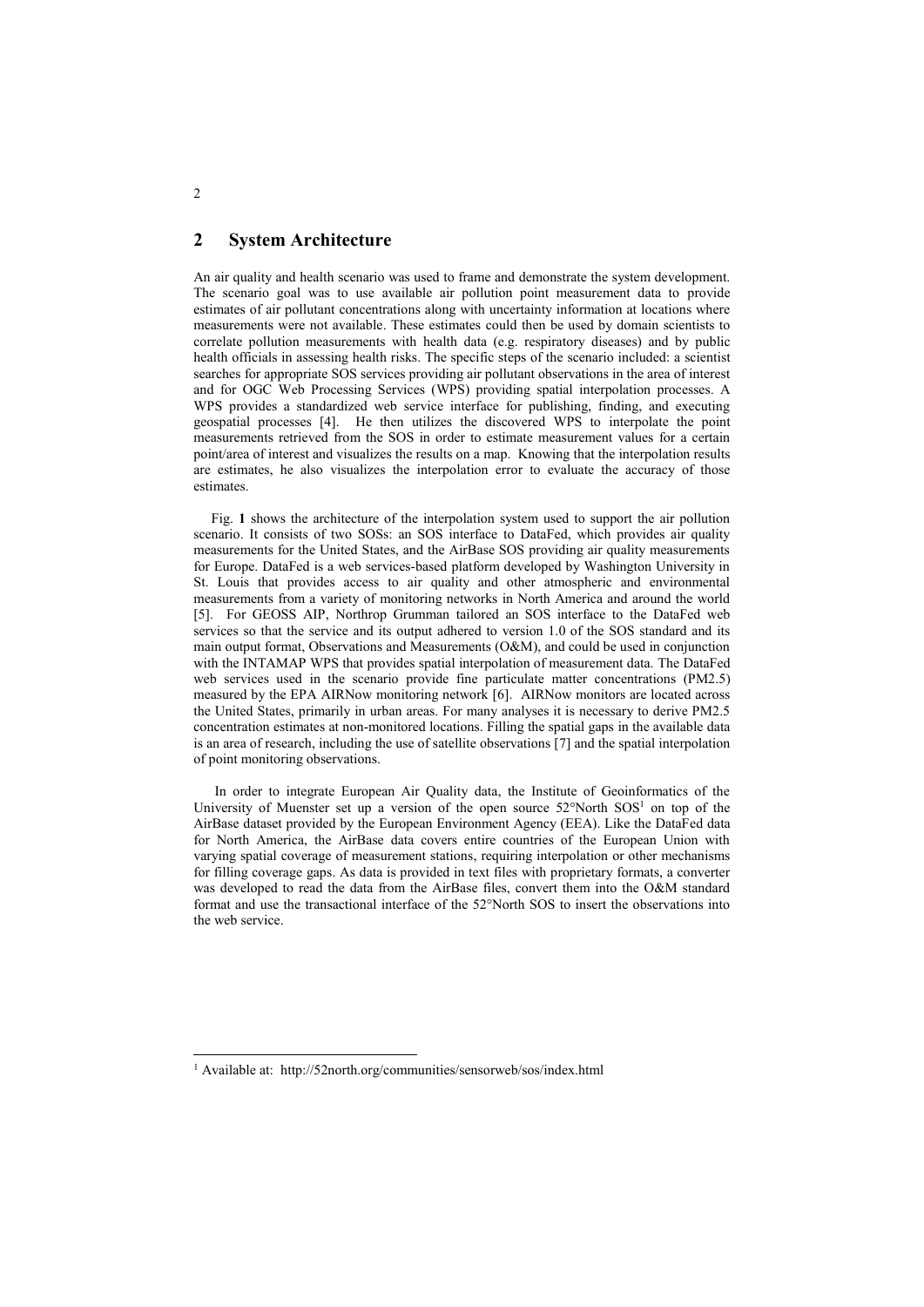## 2 System Architecture

An air quality and health scenario was used to frame and demonstrate the system development. The scenario goal was to use available air pollution point measurement data to provide estimates of air pollutant concentrations along with uncertainty information at locations where measurements were not available. These estimates could then be used by domain scientists to correlate pollution measurements with health data (e.g. respiratory diseases) and by public health officials in assessing health risks. The specific steps of the scenario included: a scientist searches for appropriate SOS services providing air pollutant observations in the area of interest and for OGC Web Processing Services (WPS) providing spatial interpolation processes. A WPS provides a standardized web service interface for publishing, finding, and executing geospatial processes [4]. He then utilizes the discovered WPS to interpolate the point measurements retrieved from the SOS in order to estimate measurement values for a certain point/area of interest and visualizes the results on a map. Knowing that the interpolation results are estimates, he also visualizes the interpolation error to evaluate the accuracy of those estimates.

Fig. **1** shows the architecture of the interpolation system used to support the air pollution scenario. It consists of two SOSs: an SOS interface to DataFed, which provides air quality measurements for the United States, and the AirBase SOS providing air quality measurements for Europe. DataFed is a web services-based platform developed by Washington University in St. Louis that provides access to air quality and other atmospheric and environmental measurements from a variety of monitoring networks in North America and around the world [5]. For GEOSS AIP, Northrop Grumman tailored an SOS interface to the DataFed web services so that the service and its output adhered to version 1.0 of the SOS standard and its main output format, Observations and Measurements (O&M), and could be used in conjunction with the INTAMAP WPS that provides spatial interpolation of measurement data. The DataFed web services used in the scenario provide fine particulate matter concentrations (PM2.5) measured by the EPA AIRNow monitoring network [6]. AIRNow monitors are located across the United States, primarily in urban areas. For many analyses it is necessary to derive PM2.5 concentration estimates at non-monitored locations. Filling the spatial gaps in the available data is an area of research, including the use of satellite observations [7] and the spatial interpolation of point monitoring observations.

In order to integrate European Air Quality data, the Institute of Geoinformatics of the University of Muenster set up a version of the open source 52°North SOS[1] on top of the AirBase dataset provided by the European Environment Agency (EEA). Like the DataFed data for North America, the AirBase data covers entire countries of the European Union with varying spatial coverage of measurement stations, requiring interpolation or other mechanisms for filling coverage gaps. As data is provided in text files with proprietary formats, a converter was developed to read the data from the AirBase files, convert them into the O&M standard format and use the transactional interface of the 52°North SOS to insert the observations into the web service.

[1] Available at: http://52north.org/communities/sensorweb/sos/index.html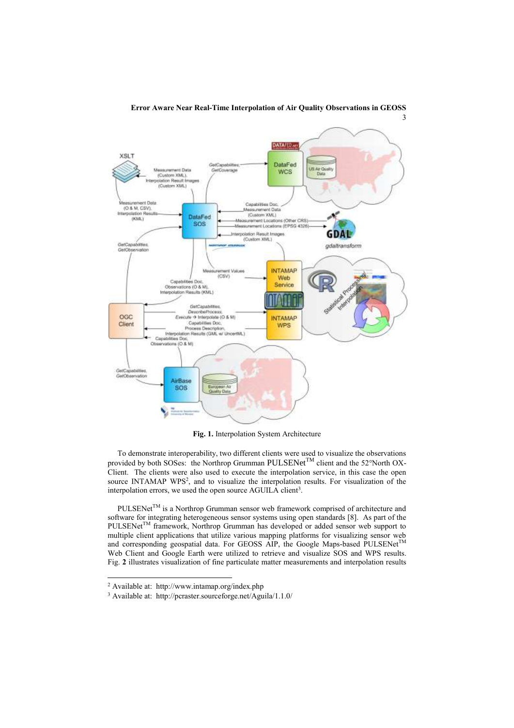**Fig. 1.** Interpolation System Architecture

To demonstrate interoperability, two different clients were used to visualize the observations provided by both SOSes: the Northrop Grumman PULSENet™ client and the 52°North OX-Client. The clients were also used to execute the interpolation service, in this case the open source INTAMAP WPS[2], and to visualize the interpolation results. For visualization of the interpolation errors, we used the open source AGUILA client[3].

PULSENet™ is a Northrop Grumman sensor web framework comprised of architecture and software for integrating heterogeneous sensor systems using open standards [8]. As part of the PULSENet™ framework, Northrop Grumman has developed or added sensor web support to multiple client applications that utilize various mapping platforms for visualizing sensor web and corresponding geospatial data. For GEOSS AIP, the Google Maps-based PULSENet™ Web Client and Google Earth were utilized to retrieve and visualize SOS and WPS results. Fig. **2** illustrates visualization of fine particulate matter measurements and interpolation results

[2] Available at: http://www.intamap.org/index.php

[3] Available at: http://pcraster.sourceforge.net/Aguila/1.1.0/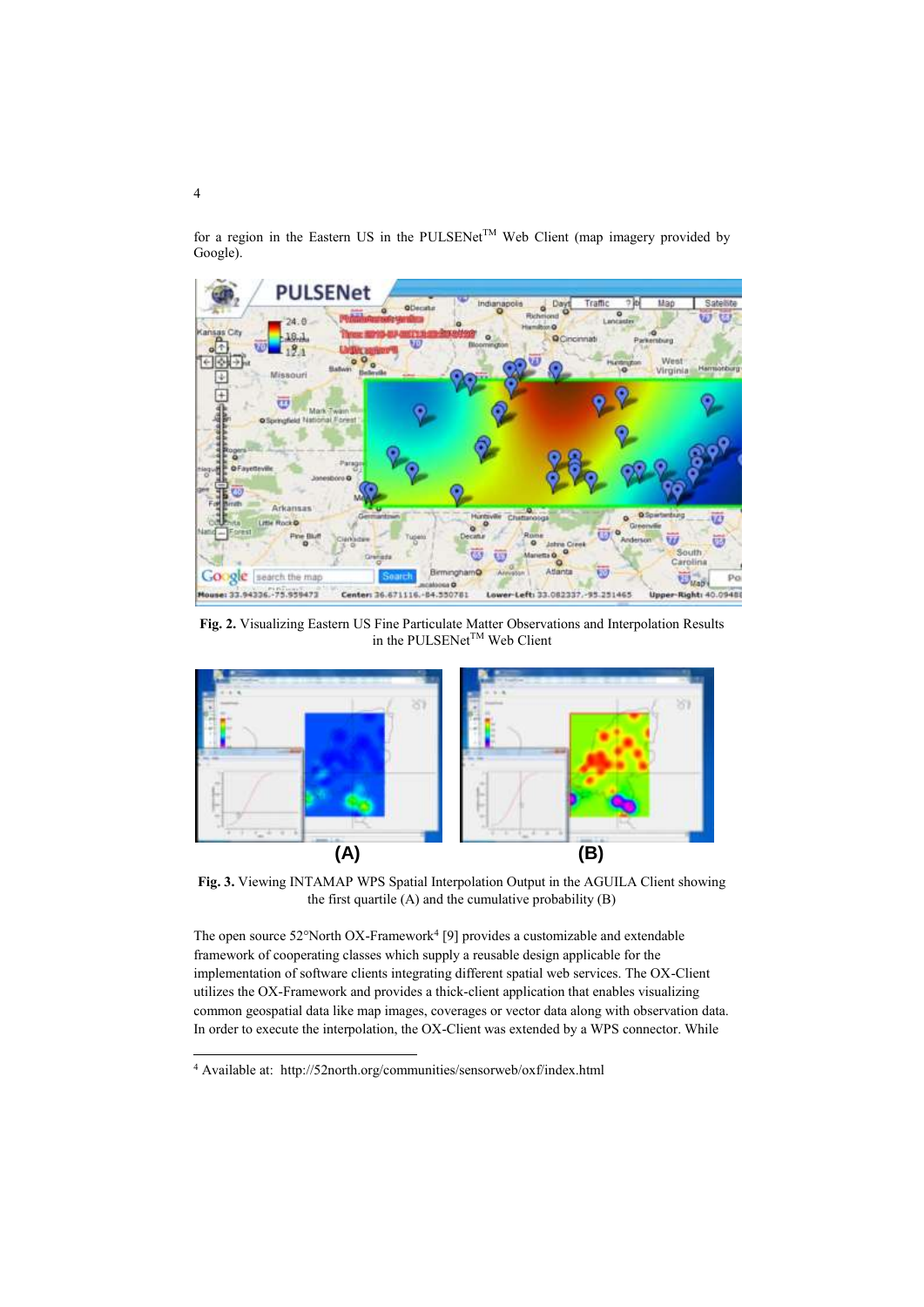for a region in the Eastern US in the PULSENet™ Web Client (map imagery provided by Google).

**Fig. 2.** Visualizing Eastern US Fine Particulate Matter Observations and Interpolation Results in the PULSENet™ Web Client

**Fig. 3.** Viewing INTAMAP WPS Spatial Interpolation Output in the AGUILA Client showing the first quartile (A) and the cumulative probability (B)

The open source 52°North OX-Framework[4] [9] provides a customizable and extendable framework of cooperating classes which supply a reusable design applicable for the implementation of software clients integrating different spatial web services. The OX-Client utilizes the OX-Framework and provides a thick-client application that enables visualizing common geospatial data like map images, coverages or vector data along with observation data. In order to execute the interpolation, the OX-Client was extended by a WPS connector. While

[4] Available at: http://52north.org/communities/sensorweb/oxf/index.html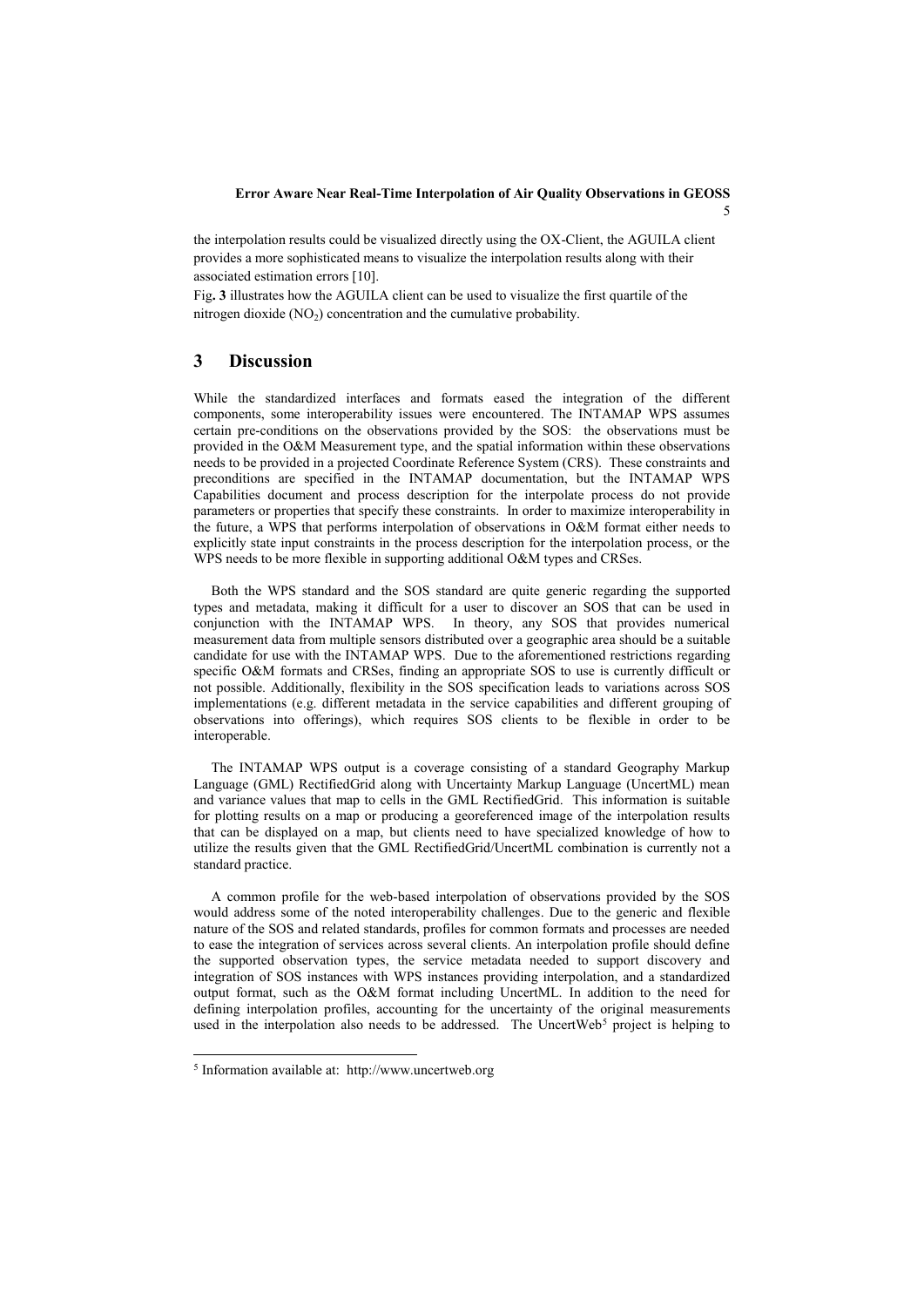the interpolation results could be visualized directly using the OX-Client, the AGUILA client provides a more sophisticated means to visualize the interpolation results along with their associated estimation errors [10].

Fig. **3** illustrates how the AGUILA client can be used to visualize the first quartile of the nitrogen dioxide ($NO_2$) concentration and the cumulative probability.

## 3 Discussion

While the standardized interfaces and formats eased the integration of the different components, some interoperability issues were encountered. The INTAMAP WPS assumes certain pre-conditions on the observations provided by the SOS: the observations must be provided in the O&M Measurement type, and the spatial information within these observations needs to be provided in a projected Coordinate Reference System (CRS). These constraints and preconditions are specified in the INTAMAP documentation, but the INTAMAP WPS Capabilities document and process description for the interpolate process do not provide parameters or properties that specify these constraints. In order to maximize interoperability in the future, a WPS that performs interpolation of observations in O&M format either needs to explicitly state input constraints in the process description for the interpolation process, or the WPS needs to be more flexible in supporting additional O&M types and CRSes.

Both the WPS standard and the SOS standard are quite generic regarding the supported types and metadata, making it difficult for a user to discover an SOS that can be used in conjunction with the INTAMAP WPS. In theory, any SOS that provides numerical measurement data from multiple sensors distributed over a geographic area should be a suitable candidate for use with the INTAMAP WPS. Due to the aforementioned restrictions regarding specific O&M formats and CRSes, finding an appropriate SOS to use is currently difficult or not possible. Additionally, flexibility in the SOS specification leads to variations across SOS implementations (e.g. different metadata in the service capabilities and different grouping of observations into offerings), which requires SOS clients to be flexible in order to be interoperable.

The INTAMAP WPS output is a coverage consisting of a standard Geography Markup Language (GML) RectifiedGrid along with Uncertainty Markup Language (UncertML) mean and variance values that map to cells in the GML RectifiedGrid. This information is suitable for plotting results on a map or producing a georeferenced image of the interpolation results that can be displayed on a map, but clients need to have specialized knowledge of how to utilize the results given that the GML RectifiedGrid/UncertML combination is currently not a standard practice.

A common profile for the web-based interpolation of observations provided by the SOS would address some of the noted interoperability challenges. Due to the generic and flexible nature of the SOS and related standards, profiles for common formats and processes are needed to ease the integration of services across several clients. An interpolation profile should define the supported observation types, the service metadata needed to support discovery and integration of SOS instances with WPS instances providing interpolation, and a standardized output format, such as the O&M format including UncertML. In addition to the need for defining interpolation profiles, accounting for the uncertainty of the original measurements used in the interpolation also needs to be addressed. The UncertWeb[5] project is helping to

[5] Information available at: http://www.uncertweb.org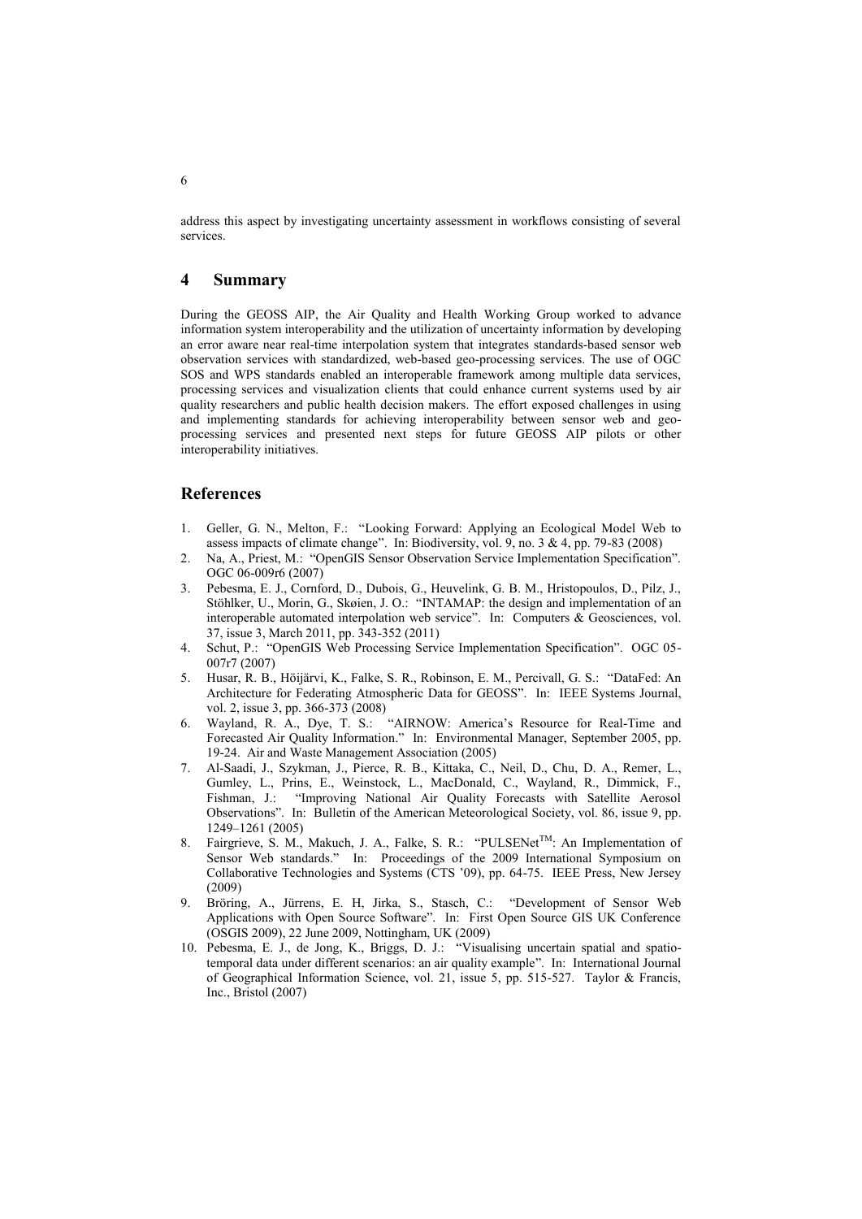address this aspect by investigating uncertainty assessment in workflows consisting of several services.

## 4 Summary

During the GEOSS AIP, the Air Quality and Health Working Group worked to advance information system interoperability and the utilization of uncertainty information by developing an error aware near real-time interpolation system that integrates standards-based sensor web observation services with standardized, web-based geo-processing services. The use of OGC SOS and WPS standards enabled an interoperable framework among multiple data services, processing services and visualization clients that could enhance current systems used by air quality researchers and public health decision makers. The effort exposed challenges in using and implementing standards for achieving interoperability between sensor web and geo-processing services and presented next steps for future GEOSS AIP pilots or other interoperability initiatives.

## References

1. Geller, G. N., Melton, F.: "Looking Forward: Applying an Ecological Model Web to assess impacts of climate change". In: Biodiversity, vol. 9, no. 3 & 4, pp. 79-83 (2008)
2. Na, A., Priest, M.: "OpenGIS Sensor Observation Service Implementation Specification". OGC 06-009r6 (2007)
3. Pebesma, E. J., Cornford, D., Dubois, G., Heuvelink, G. B. M., Hristopoulos, D., Pilz, J., Stöhlker, U., Morin, G., Skøien, J. O.: "INTAMAP: the design and implementation of an interoperable automated interpolation web service". In: Computers & Geosciences, vol. 37, issue 3, March 2011, pp. 343-352 (2011)
4. Schut, P.: "OpenGIS Web Processing Service Implementation Specification". OGC 05-007r7 (2007)
5. Husar, R. B., Höijärvi, K., Falke, S. R., Robinson, E. M., Percivall, G. S.: "DataFed: An Architecture for Federating Atmospheric Data for GEOSS". In: IEEE Systems Journal, vol. 2, issue 3, pp. 366-373 (2008)
6. Wayland, R. A., Dye, T. S.: "AIRNOW: America's Resource for Real-Time and Forecasted Air Quality Information." In: Environmental Manager, September 2005, pp. 19-24. Air and Waste Management Association (2005)
7. Al-Saadi, J., Szykman, J., Pierce, R. B., Kittaka, C., Neil, D., Chu, D. A., Remer, L., Gumley, L., Prins, E., Weinstock, L., MacDonald, C., Wayland, R., Dimmick, F., Fishman, J.: "Improving National Air Quality Forecasts with Satellite Aerosol Observations". In: Bulletin of the American Meteorological Society, vol. 86, issue 9, pp. 1249–1261 (2005)
8. Fairgrieve, S. M., Makuch, J. A., Falke, S. R.: "PULSENet$^{TM}$: An Implementation of Sensor Web standards." In: Proceedings of the 2009 International Symposium on Collaborative Technologies and Systems (CTS '09), pp. 64-75. IEEE Press, New Jersey (2009)
9. Bröring, A., Jürrens, E. H, Jirka, S., Stasch, C.: "Development of Sensor Web Applications with Open Source Software". In: First Open Source GIS UK Conference (OSGIS 2009), 22 June 2009, Nottingham, UK (2009)
10. Pebesma, E. J., de Jong, K., Briggs, D. J.: "Visualising uncertain spatial and spatio-temporal data under different scenarios: an air quality example". In: International Journal of Geographical Information Science, vol. 21, issue 5, pp. 515-527. Taylor & Francis, Inc., Bristol (2007)